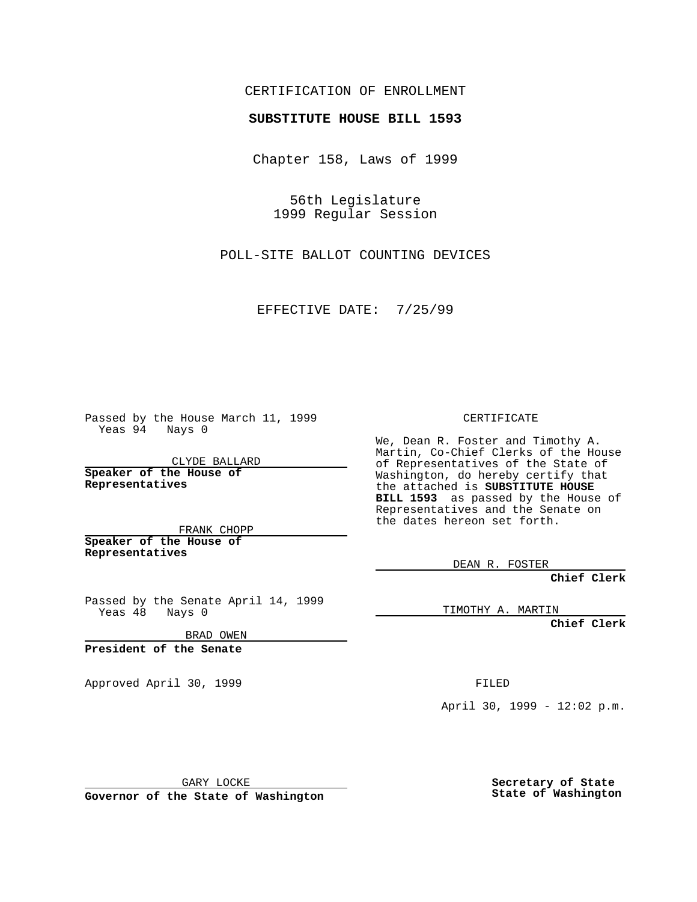CERTIFICATION OF ENROLLMENT

**SUBSTITUTE HOUSE BILL 1593**

Chapter 158, Laws of 1999

56th Legislature
1999 Regular Session

POLL-SITE BALLOT COUNTING DEVICES

EFFECTIVE DATE: 7/25/99

Passed by the House March 11, 1999
Yeas 94 Nays 0

CLYDE BALLARD

**Speaker of the House of Representatives**

FRANK CHOPP

**Speaker of the House of Representatives**

Passed by the Senate April 14, 1999
Yeas 48 Nays 0

BRAD OWEN

**President of the Senate**

Approved April 30, 1999

GARY LOCKE

**Governor of the State of Washington**

CERTIFICATE

We, Dean R. Foster and Timothy A. Martin, Co-Chief Clerks of the House of Representatives of the State of Washington, do hereby certify that the attached is **SUBSTITUTE HOUSE BILL 1593** as passed by the House of Representatives and the Senate on the dates hereon set forth.

DEAN R. FOSTER

**Chief Clerk**

TIMOTHY A. MARTIN

**Chief Clerk**

FILED

April 30, 1999 - 12:02 p.m.

**Secretary of State**
**State of Washington**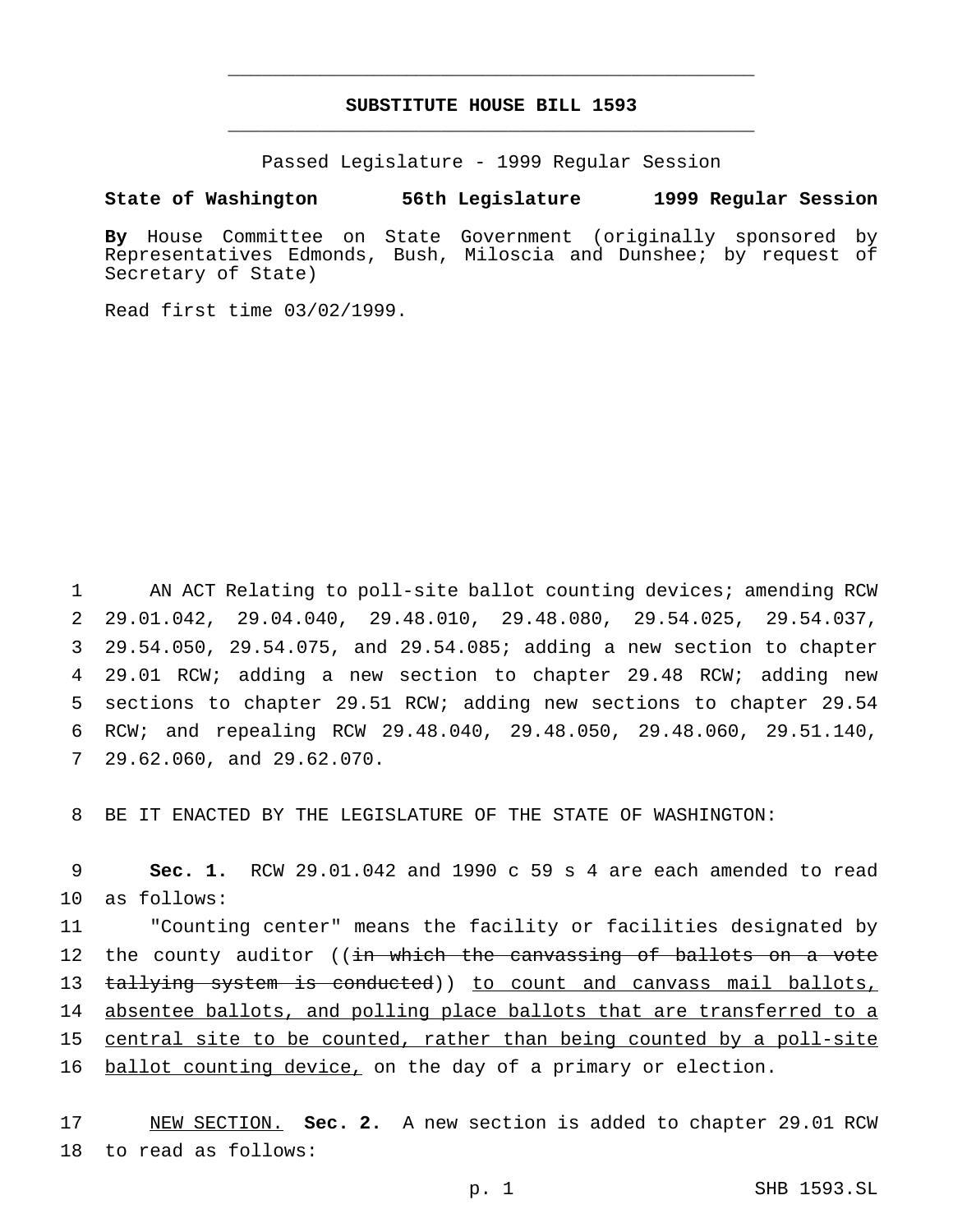# SUBSTITUTE HOUSE BILL 1593

Passed Legislature - 1999 Regular Session

**State of Washington 56th Legislature 1999 Regular Session**

**By** House Committee on State Government (originally sponsored by Representatives Edmonds, Bush, Miloscia and Dunshee; by request of Secretary of State)

Read first time 03/02/1999.

1 AN ACT Relating to poll-site ballot counting devices; amending RCW 2 29.01.042, 29.04.040, 29.48.010, 29.48.080, 29.54.025, 29.54.037, 3 29.54.050, 29.54.075, and 29.54.085; adding a new section to chapter 4 29.01 RCW; adding a new section to chapter 29.48 RCW; adding new 5 sections to chapter 29.51 RCW; adding new sections to chapter 29.54 6 RCW; and repealing RCW 29.48.040, 29.48.050, 29.48.060, 29.51.140, 7 29.62.060, and 29.62.070.

8 BE IT ENACTED BY THE LEGISLATURE OF THE STATE OF WASHINGTON:

9 **Sec. 1.** RCW 29.01.042 and 1990 c 59 s 4 are each amended to read 10 as follows:

11 "Counting center" means the facility or facilities designated by 12 the county auditor ((~~in which the canvassing of ballots on a vote~~ 13 ~~tallying system is conducted~~)) <u>to count and canvass mail ballots,</u> 14 <u>absentee ballots, and polling place ballots that are transferred to a</u> 15 <u>central site to be counted, rather than being counted by a poll-site</u> 16 <u>ballot counting device,</u> on the day of a primary or election.

17 <u>NEW SECTION.</u> **Sec. 2.** A new section is added to chapter 29.01 RCW 18 to read as follows: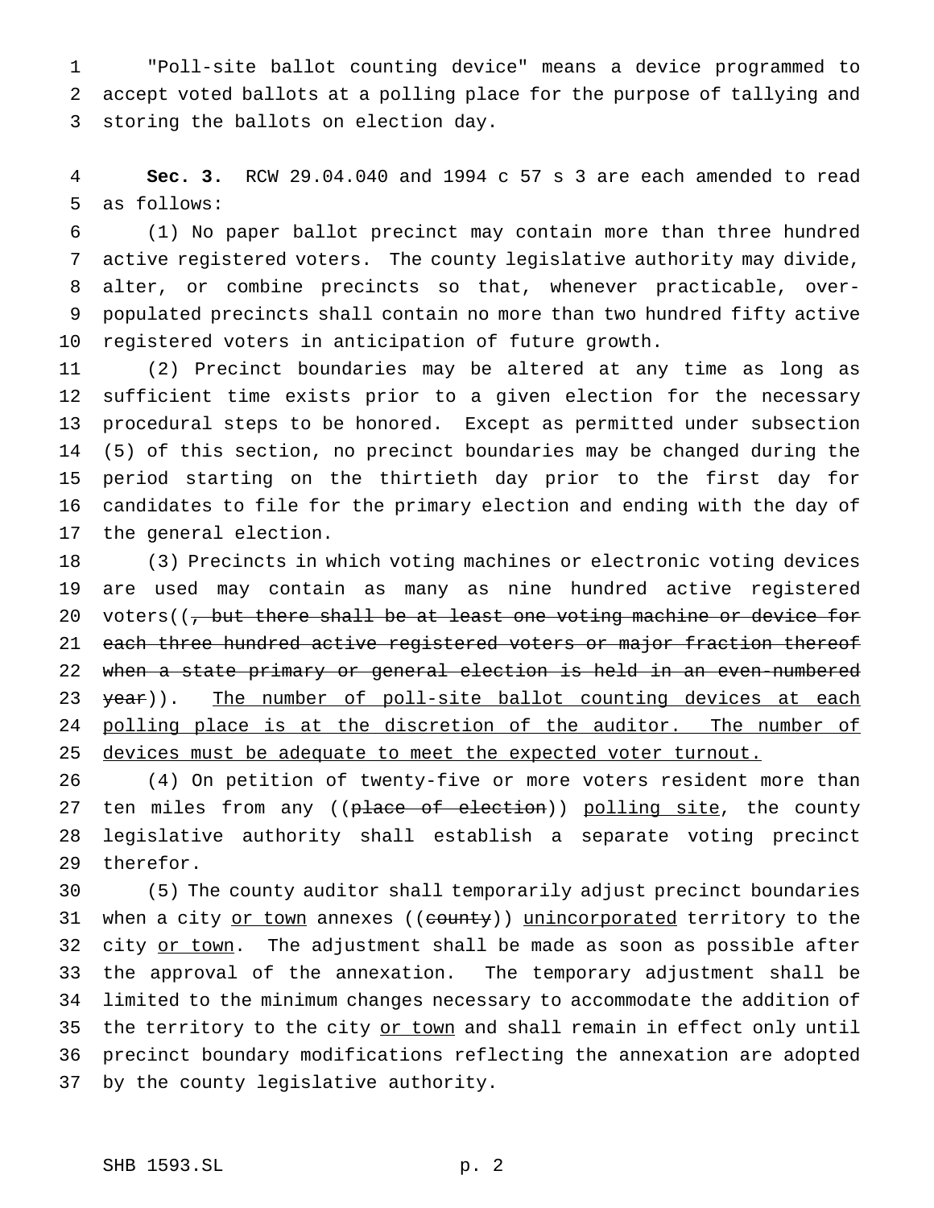"Poll-site ballot counting device" means a device programmed to accept voted ballots at a polling place for the purpose of tallying and storing the ballots on election day.

**Sec. 3.** RCW 29.04.040 and 1994 c 57 s 3 are each amended to read as follows:

(1) No paper ballot precinct may contain more than three hundred active registered voters. The county legislative authority may divide, alter, or combine precincts so that, whenever practicable, over-populated precincts shall contain no more than two hundred fifty active registered voters in anticipation of future growth.

(2) Precinct boundaries may be altered at any time as long as sufficient time exists prior to a given election for the necessary procedural steps to be honored. Except as permitted under subsection (5) of this section, no precinct boundaries may be changed during the period starting on the thirtieth day prior to the first day for candidates to file for the primary election and ending with the day of the general election.

(3) Precincts in which voting machines or electronic voting devices are used may contain as many as nine hundred active registered voters((~~, but there shall be at least one voting machine or device for each three hundred active registered voters or major fraction thereof when a state primary or general election is held in an even-numbered year~~)). The number of poll-site ballot counting devices at each polling place is at the discretion of the auditor. The number of devices must be adequate to meet the expected voter turnout.

(4) On petition of twenty-five or more voters resident more than ten miles from any ((~~place of election~~)) polling site, the county legislative authority shall establish a separate voting precinct therefor.

(5) The county auditor shall temporarily adjust precinct boundaries when a city or town annexes ((~~county~~)) unincorporated territory to the city or town. The adjustment shall be made as soon as possible after the approval of the annexation. The temporary adjustment shall be limited to the minimum changes necessary to accommodate the addition of the territory to the city or town and shall remain in effect only until precinct boundary modifications reflecting the annexation are adopted by the county legislative authority.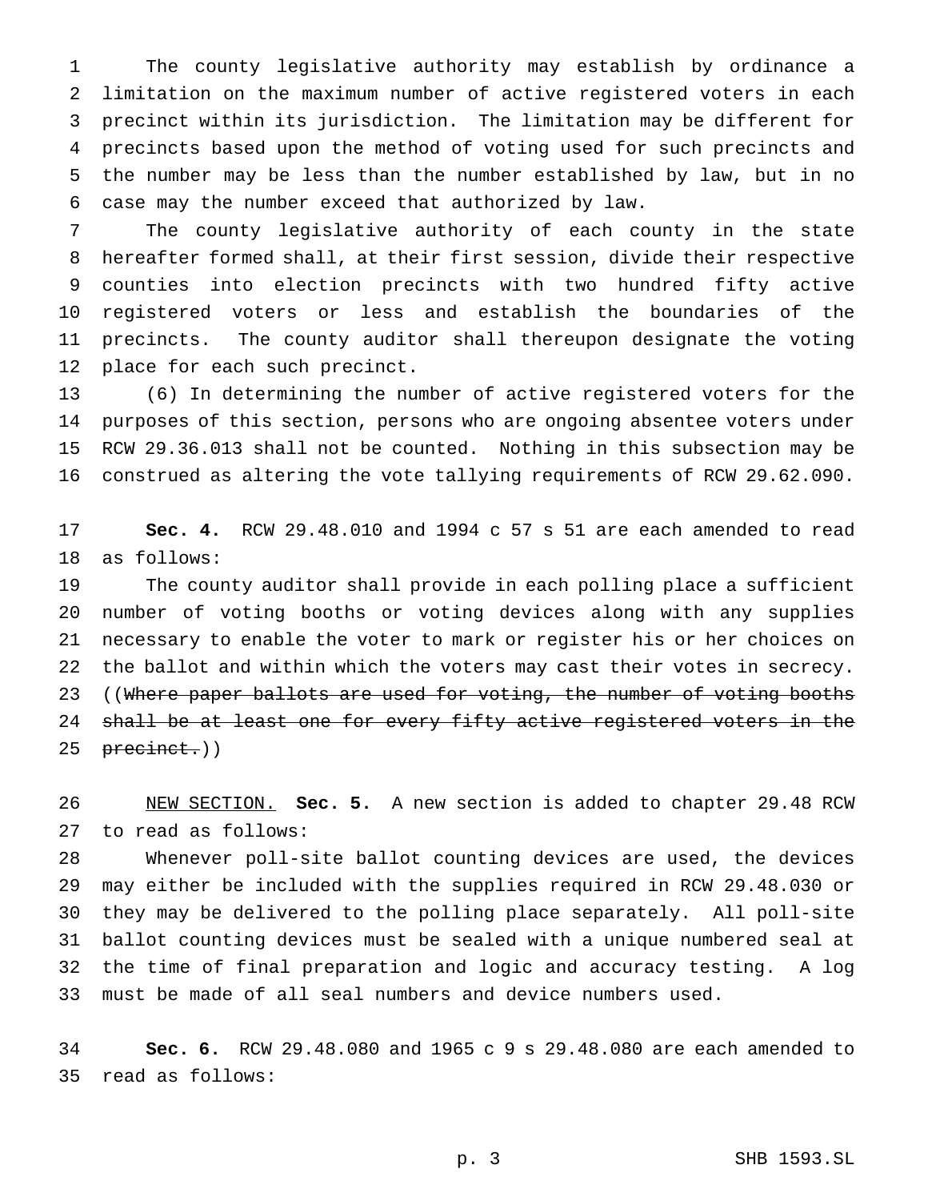The county legislative authority may establish by ordinance a limitation on the maximum number of active registered voters in each precinct within its jurisdiction. The limitation may be different for precincts based upon the method of voting used for such precincts and the number may be less than the number established by law, but in no case may the number exceed that authorized by law.

The county legislative authority of each county in the state hereafter formed shall, at their first session, divide their respective counties into election precincts with two hundred fifty active registered voters or less and establish the boundaries of the precincts. The county auditor shall thereupon designate the voting place for each such precinct.

(6) In determining the number of active registered voters for the purposes of this section, persons who are ongoing absentee voters under RCW 29.36.013 shall not be counted. Nothing in this subsection may be construed as altering the vote tallying requirements of RCW 29.62.090.

**Sec. 4.** RCW 29.48.010 and 1994 c 57 s 51 are each amended to read as follows:

The county auditor shall provide in each polling place a sufficient number of voting booths or voting devices along with any supplies necessary to enable the voter to mark or register his or her choices on the ballot and within which the voters may cast their votes in secrecy. ((~~Where paper ballots are used for voting, the number of voting booths shall be at least one for every fifty active registered voters in the precinct.~~))

NEW SECTION. **Sec. 5.** A new section is added to chapter 29.48 RCW to read as follows:

Whenever poll-site ballot counting devices are used, the devices may either be included with the supplies required in RCW 29.48.030 or they may be delivered to the polling place separately. All poll-site ballot counting devices must be sealed with a unique numbered seal at the time of final preparation and logic and accuracy testing. A log must be made of all seal numbers and device numbers used.

**Sec. 6.** RCW 29.48.080 and 1965 c 9 s 29.48.080 are each amended to read as follows: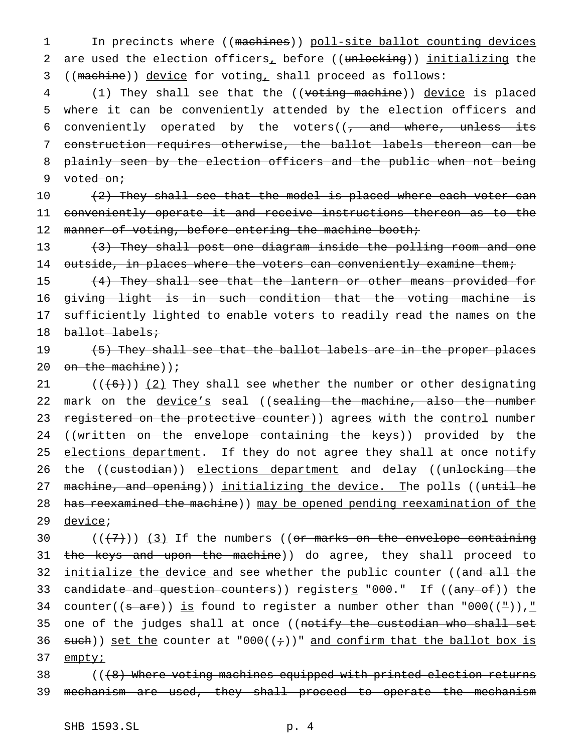In precincts where ((machines)) poll-site ballot counting devices are used the election officers, before ((unlocking)) initializing the ((machine)) device for voting, shall proceed as follows:

(1) They shall see that the ((voting machine)) device is placed where it can be conveniently attended by the election officers and conveniently operated by the voters((, and where, unless its construction requires otherwise, the ballot labels thereon can be plainly seen by the election officers and the public when not being voted on;

(2) They shall see that the model is placed where each voter can conveniently operate it and receive instructions thereon as to the manner of voting, before entering the machine booth;

(3) They shall post one diagram inside the polling room and one outside, in places where the voters can conveniently examine them;

(4) They shall see that the lantern or other means provided for giving light is in such condition that the voting machine is sufficiently lighted to enable voters to readily read the names on the ballot labels;

(5) They shall see that the ballot labels are in the proper places on the machine));

(((6))) (2) They shall see whether the number or other designating mark on the device's seal ((sealing the machine, also the number registered on the protective counter)) agrees with the control number ((written on the envelope containing the keys)) provided by the elections department. If they do not agree they shall at once notify the ((custodian)) elections department and delay ((unlocking the machine, and opening)) initializing the device. The polls ((until he has reexamined the machine)) may be opened pending reexamination of the device;

(((7))) (3) If the numbers ((or marks on the envelope containing the keys and upon the machine)) do agree, they shall proceed to initialize the device and see whether the public counter ((and all the candidate and question counters)) registers "000." If ((any of)) the counter((s are)) is found to register a number other than "000((")),"
one of the judges shall at once ((notify the custodian who shall set such)) set the counter at "000((;))" and confirm that the ballot box is empty;

(((8) Where voting machines equipped with printed election returns mechanism are used, they shall proceed to operate the mechanism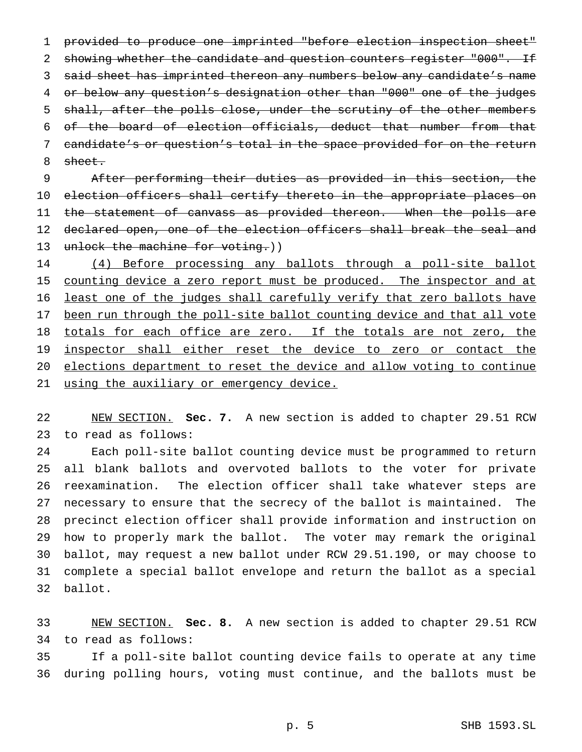~~provided to produce one imprinted "before election inspection sheet" showing whether the candidate and question counters register "000". If said sheet has imprinted thereon any numbers below any candidate's name or below any question's designation other than "000" one of the judges shall, after the polls close, under the scrutiny of the other members of the board of election officials, deduct that number from that candidate's or question's total in the space provided for on the return sheet.~~

~~After performing their duties as provided in this section, the election officers shall certify thereto in the appropriate places on the statement of canvass as provided thereon. When the polls are declared open, one of the election officers shall break the seal and unlock the machine for voting.~~))

<u>(4) Before processing any ballots through a poll-site ballot counting device a zero report must be produced. The inspector and at least one of the judges shall carefully verify that zero ballots have been run through the poll-site ballot counting device and that all vote totals for each office are zero. If the totals are not zero, the inspector shall either reset the device to zero or contact the elections department to reset the device and allow voting to continue using the auxiliary or emergency device.</u>

<u>NEW SECTION.</u> **Sec. 7.** A new section is added to chapter 29.51 RCW to read as follows:

Each poll-site ballot counting device must be programmed to return all blank ballots and overvoted ballots to the voter for private reexamination. The election officer shall take whatever steps are necessary to ensure that the secrecy of the ballot is maintained. The precinct election officer shall provide information and instruction on how to properly mark the ballot. The voter may remark the original ballot, may request a new ballot under RCW 29.51.190, or may choose to complete a special ballot envelope and return the ballot as a special ballot.

<u>NEW SECTION.</u> **Sec. 8.** A new section is added to chapter 29.51 RCW to read as follows:

If a poll-site ballot counting device fails to operate at any time during polling hours, voting must continue, and the ballots must be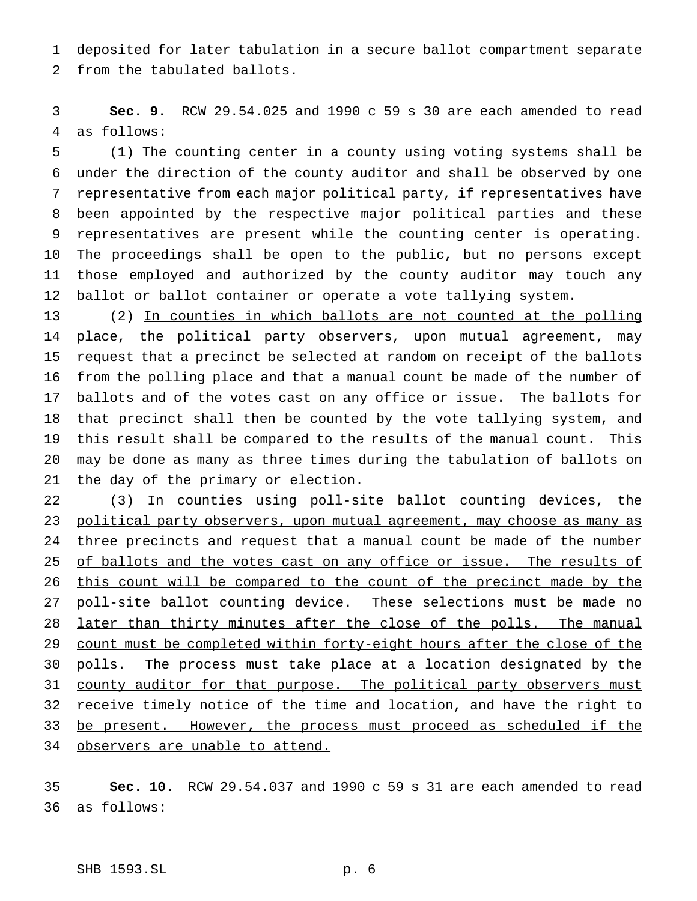deposited for later tabulation in a secure ballot compartment separate from the tabulated ballots.

**Sec. 9.** RCW 29.54.025 and 1990 c 59 s 30 are each amended to read as follows:

(1) The counting center in a county using voting systems shall be under the direction of the county auditor and shall be observed by one representative from each major political party, if representatives have been appointed by the respective major political parties and these representatives are present while the counting center is operating. The proceedings shall be open to the public, but no persons except those employed and authorized by the county auditor may touch any ballot or ballot container or operate a vote tallying system.

(2) <u>In counties in which ballots are not counted at the polling place, t</u>he political party observers, upon mutual agreement, may request that a precinct be selected at random on receipt of the ballots from the polling place and that a manual count be made of the number of ballots and of the votes cast on any office or issue. The ballots for that precinct shall then be counted by the vote tallying system, and this result shall be compared to the results of the manual count. This may be done as many as three times during the tabulation of ballots on the day of the primary or election.

<u>(3) In counties using poll-site ballot counting devices, the political party observers, upon mutual agreement, may choose as many as three precincts and request that a manual count be made of the number of ballots and the votes cast on any office or issue. The results of this count will be compared to the count of the precinct made by the poll-site ballot counting device. These selections must be made no later than thirty minutes after the close of the polls. The manual count must be completed within forty-eight hours after the close of the polls. The process must take place at a location designated by the county auditor for that purpose. The political party observers must receive timely notice of the time and location, and have the right to be present. However, the process must proceed as scheduled if the observers are unable to attend.</u>

**Sec. 10.** RCW 29.54.037 and 1990 c 59 s 31 are each amended to read as follows: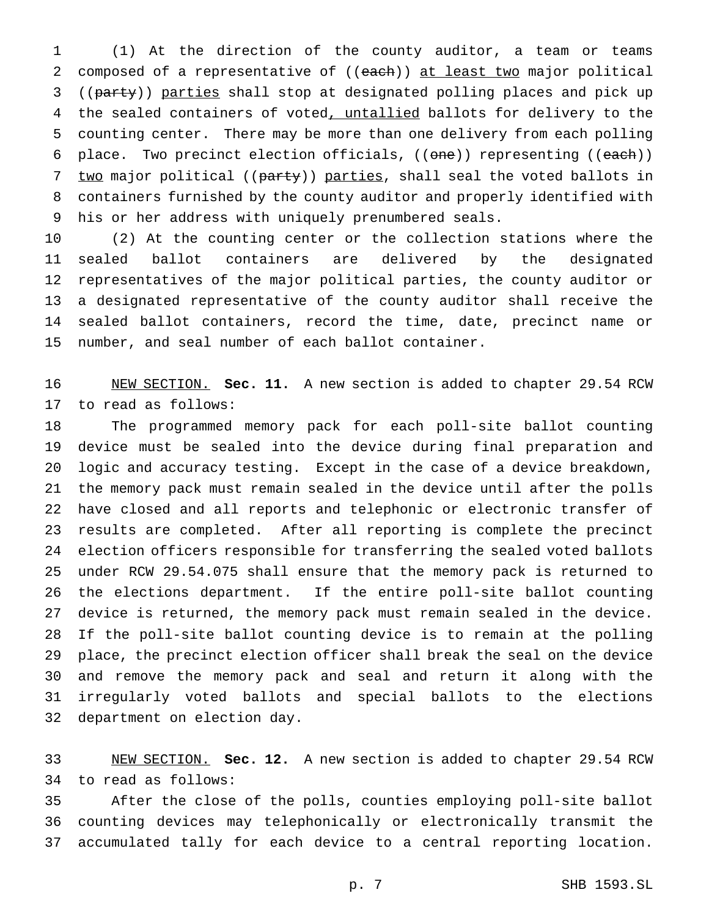(1) At the direction of the county auditor, a team or teams composed of a representative of ((~~each~~)) <u>at least two</u> major political ((~~party~~)) <u>parties</u> shall stop at designated polling places and pick up the sealed containers of voted<u>, untallied</u> ballots for delivery to the counting center. There may be more than one delivery from each polling place. Two precinct election officials, ((~~one~~)) representing ((~~each~~)) <u>two</u> major political ((~~party~~)) <u>parties</u>, shall seal the voted ballots in containers furnished by the county auditor and properly identified with his or her address with uniquely prenumbered seals.

(2) At the counting center or the collection stations where the sealed ballot containers are delivered by the designated representatives of the major political parties, the county auditor or a designated representative of the county auditor shall receive the sealed ballot containers, record the time, date, precinct name or number, and seal number of each ballot container.

<u>NEW SECTION.</u> **Sec. 11.** A new section is added to chapter 29.54 RCW to read as follows:

The programmed memory pack for each poll-site ballot counting device must be sealed into the device during final preparation and logic and accuracy testing. Except in the case of a device breakdown, the memory pack must remain sealed in the device until after the polls have closed and all reports and telephonic or electronic transfer of results are completed. After all reporting is complete the precinct election officers responsible for transferring the sealed voted ballots under RCW 29.54.075 shall ensure that the memory pack is returned to the elections department. If the entire poll-site ballot counting device is returned, the memory pack must remain sealed in the device. If the poll-site ballot counting device is to remain at the polling place, the precinct election officer shall break the seal on the device and remove the memory pack and seal and return it along with the irregularly voted ballots and special ballots to the elections department on election day.

<u>NEW SECTION.</u> **Sec. 12.** A new section is added to chapter 29.54 RCW to read as follows:

After the close of the polls, counties employing poll-site ballot counting devices may telephonically or electronically transmit the accumulated tally for each device to a central reporting location.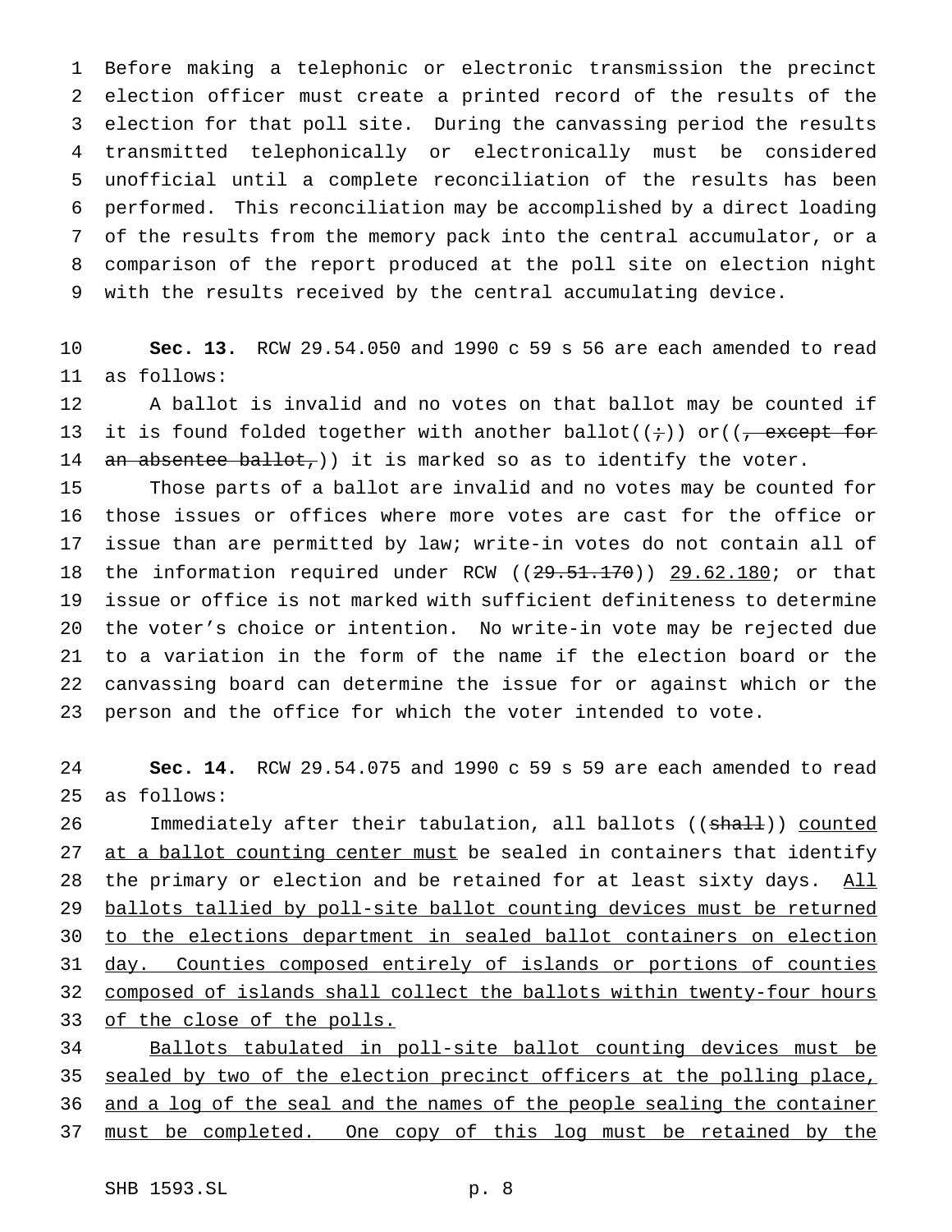Before making a telephonic or electronic transmission the precinct election officer must create a printed record of the results of the election for that poll site. During the canvassing period the results transmitted telephonically or electronically must be considered unofficial until a complete reconciliation of the results has been performed. This reconciliation may be accomplished by a direct loading of the results from the memory pack into the central accumulator, or a comparison of the report produced at the poll site on election night with the results received by the central accumulating device.

**Sec. 13.** RCW 29.54.050 and 1990 c 59 s 56 are each amended to read as follows:

A ballot is invalid and no votes on that ballot may be counted if it is found folded together with another ballot((~~;~~)) or((~~, except for an absentee ballot,~~)) it is marked so as to identify the voter.

Those parts of a ballot are invalid and no votes may be counted for those issues or offices where more votes are cast for the office or issue than are permitted by law; write-in votes do not contain all of the information required under RCW ((~~29.51.170~~)) <u>29.62.180</u>; or that issue or office is not marked with sufficient definiteness to determine the voter's choice or intention. No write-in vote may be rejected due to a variation in the form of the name if the election board or the canvassing board can determine the issue for or against which or the person and the office for which the voter intended to vote.

**Sec. 14.** RCW 29.54.075 and 1990 c 59 s 59 are each amended to read as follows:

Immediately after their tabulation, all ballots ((~~shall~~)) <u>counted at a ballot counting center must</u> be sealed in containers that identify the primary or election and be retained for at least sixty days. <u>All ballots tallied by poll-site ballot counting devices must be returned to the elections department in sealed ballot containers on election day. Counties composed entirely of islands or portions of counties composed of islands shall collect the ballots within twenty-four hours of the close of the polls.</u>

<u>Ballots tabulated in poll-site ballot counting devices must be sealed by two of the election precinct officers at the polling place, and a log of the seal and the names of the people sealing the container must be completed. One copy of this log must be retained by the</u>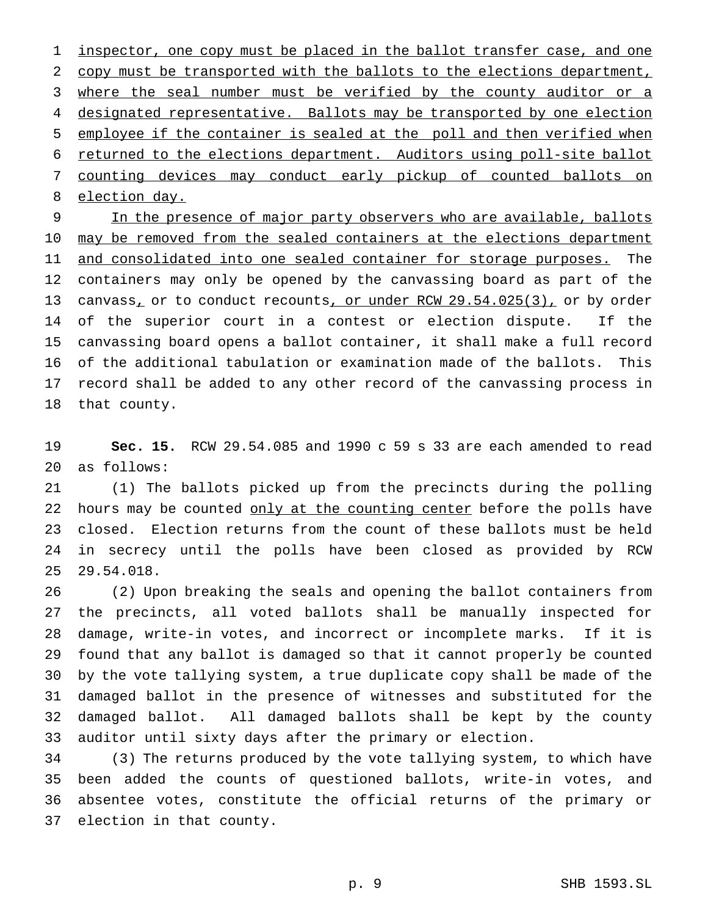inspector, one copy must be placed in the ballot transfer case, and one copy must be transported with the ballots to the elections department, where the seal number must be verified by the county auditor or a designated representative. Ballots may be transported by one election employee if the container is sealed at the poll and then verified when returned to the elections department. Auditors using poll-site ballot counting devices may conduct early pickup of counted ballots on election day.

In the presence of major party observers who are available, ballots may be removed from the sealed containers at the elections department and consolidated into one sealed container for storage purposes. The containers may only be opened by the canvassing board as part of the canvass, or to conduct recounts, or under RCW 29.54.025(3), or by order of the superior court in a contest or election dispute. If the canvassing board opens a ballot container, it shall make a full record of the additional tabulation or examination made of the ballots. This record shall be added to any other record of the canvassing process in that county.

**Sec. 15.** RCW 29.54.085 and 1990 c 59 s 33 are each amended to read as follows:

(1) The ballots picked up from the precincts during the polling hours may be counted only at the counting center before the polls have closed. Election returns from the count of these ballots must be held in secrecy until the polls have been closed as provided by RCW 29.54.018.

(2) Upon breaking the seals and opening the ballot containers from the precincts, all voted ballots shall be manually inspected for damage, write-in votes, and incorrect or incomplete marks. If it is found that any ballot is damaged so that it cannot properly be counted by the vote tallying system, a true duplicate copy shall be made of the damaged ballot in the presence of witnesses and substituted for the damaged ballot. All damaged ballots shall be kept by the county auditor until sixty days after the primary or election.

(3) The returns produced by the vote tallying system, to which have been added the counts of questioned ballots, write-in votes, and absentee votes, constitute the official returns of the primary or election in that county.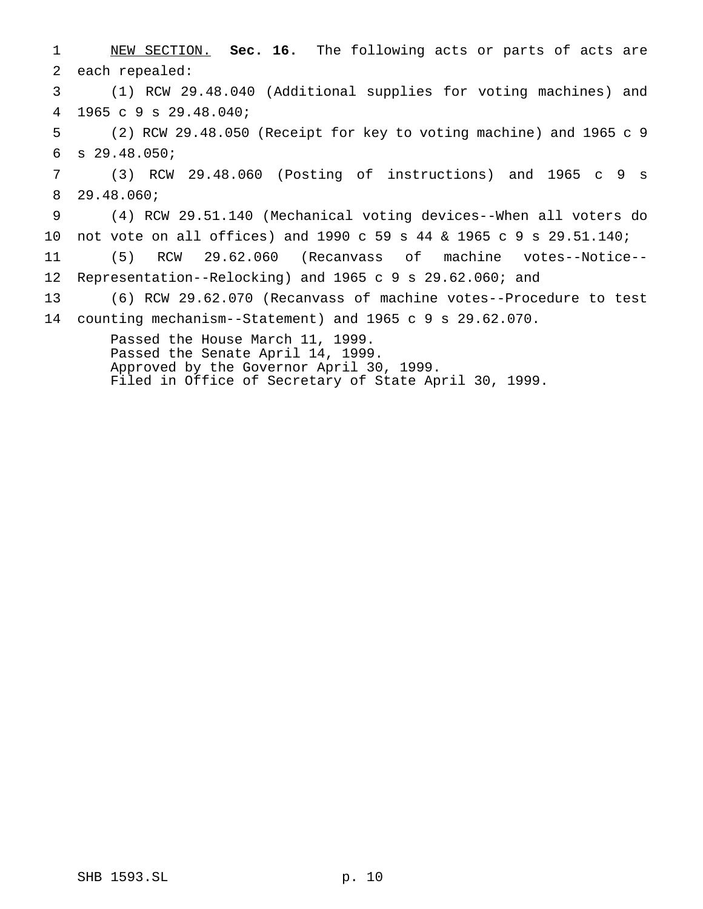NEW SECTION. **Sec. 16.** The following acts or parts of acts are each repealed:

(1) RCW 29.48.040 (Additional supplies for voting machines) and 1965 c 9 s 29.48.040;

(2) RCW 29.48.050 (Receipt for key to voting machine) and 1965 c 9 s 29.48.050;

(3) RCW 29.48.060 (Posting of instructions) and 1965 c 9 s 29.48.060;

(4) RCW 29.51.140 (Mechanical voting devices--When all voters do not vote on all offices) and 1990 c 59 s 44 & 1965 c 9 s 29.51.140;

(5) RCW 29.62.060 (Recanvass of machine votes--Notice--Representation--Relocking) and 1965 c 9 s 29.62.060; and

(6) RCW 29.62.070 (Recanvass of machine votes--Procedure to test counting mechanism--Statement) and 1965 c 9 s 29.62.070.

Passed the House March 11, 1999.
Passed the Senate April 14, 1999.
Approved by the Governor April 30, 1999.
Filed in Office of Secretary of State April 30, 1999.